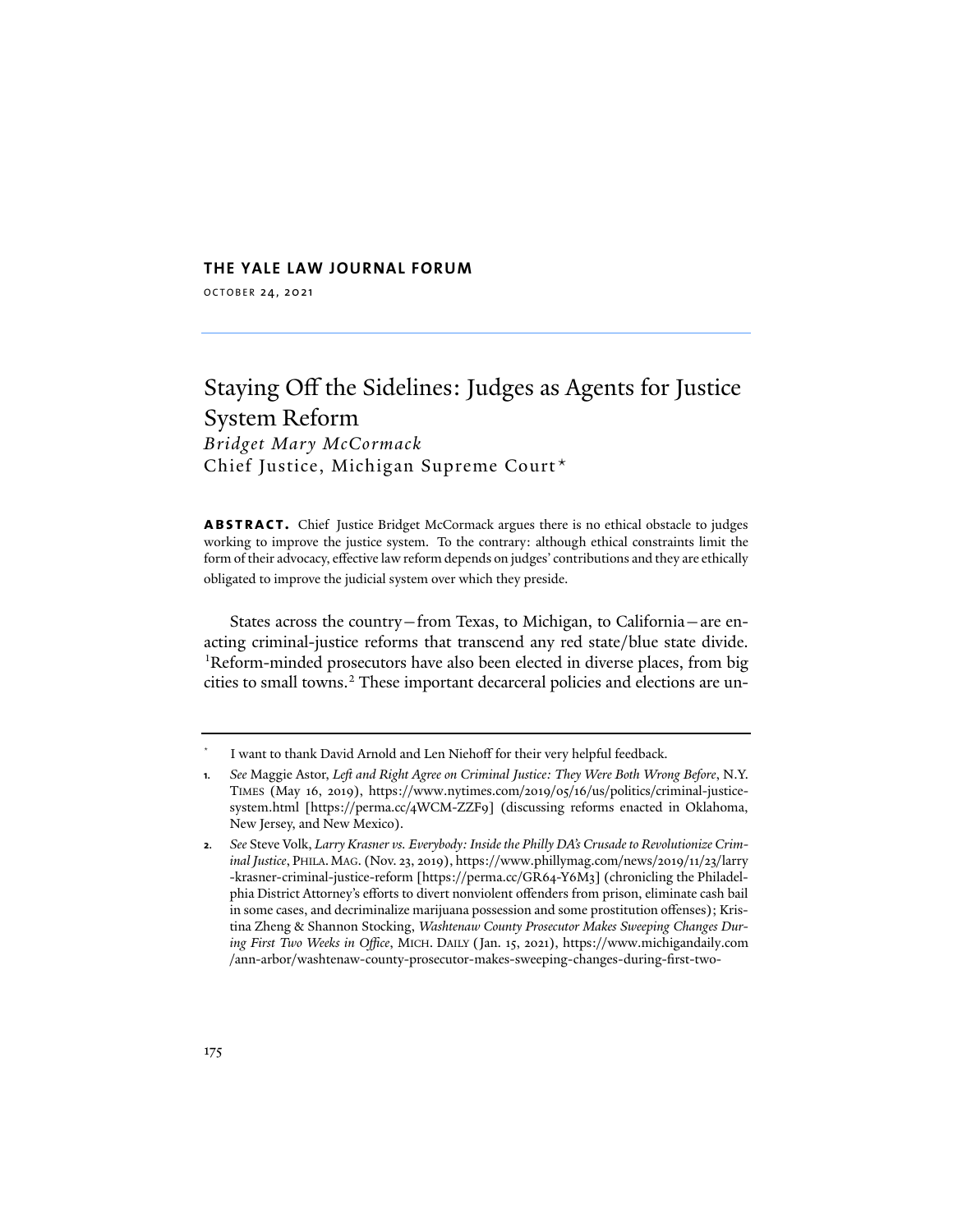**THE YALE LAW JOURNAL FORUM**

OCTOBER 24, 2021

# Staying Off the Sidelines: Judges as Agents for Justice System Reform

*Bridget Mary McCormack*
Chief Justice, Michigan Supreme Court*

**ABSTRACT.** Chief Justice Bridget McCormack argues there is no ethical obstacle to judges working to improve the justice system. To the contrary: although ethical constraints limit the form of their advocacy, effective law reform depends on judges' contributions and they are ethically obligated to improve the judicial system over which they preside.

States across the country—from Texas, to Michigan, to California—are enacting criminal-justice reforms that transcend any red state/blue state divide.[1] Reform-minded prosecutors have also been elected in diverse places, from big cities to small towns.[2] These important decarceral policies and elections are un-

---

\* I want to thank David Arnold and Len Niehoff for their very helpful feedback.

1. *See* Maggie Astor, *Left and Right Agree on Criminal Justice: They Were Both Wrong Before*, N.Y. TIMES (May 16, 2019), https://www.nytimes.com/2019/05/16/us/politics/criminal-justice-system.html [https://perma.cc/4WCM-ZZF9] (discussing reforms enacted in Oklahoma, New Jersey, and New Mexico).

2. *See* Steve Volk, *Larry Krasner vs. Everybody: Inside the Philly DA's Crusade to Revolutionize Criminal Justice*, PHILA. MAG. (Nov. 23, 2019), https://www.phillymag.com/news/2019/11/23/larry-krasner-criminal-justice-reform [https://perma.cc/GR64-Y6M3] (chronicling the Philadelphia District Attorney's efforts to divert nonviolent offenders from prison, eliminate cash bail in some cases, and decriminalize marijuana possession and some prostitution offenses); Kristina Zheng & Shannon Stocking, *Washtenaw County Prosecutor Makes Sweeping Changes During First Two Weeks in Office*, MICH. DAILY (Jan. 15, 2021), https://www.michigandaily.com/ann-arbor/washtenaw-county-prosecutor-makes-sweeping-changes-during-first-two-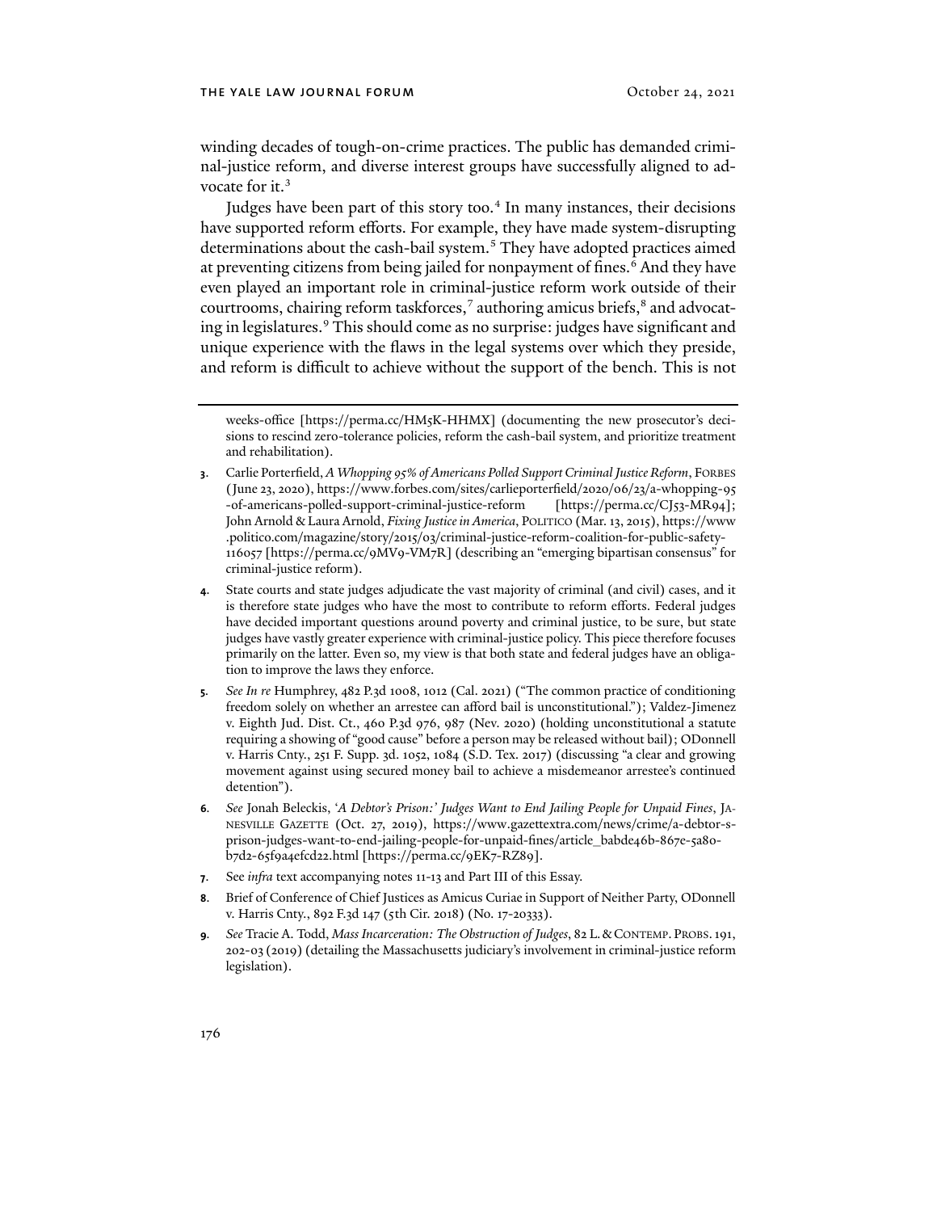winding decades of tough-on-crime practices. The public has demanded criminal-justice reform, and diverse interest groups have successfully aligned to advocate for it.[3]

Judges have been part of this story too.[4] In many instances, their decisions have supported reform efforts. For example, they have made system-disrupting determinations about the cash-bail system.[5] They have adopted practices aimed at preventing citizens from being jailed for nonpayment of fines.[6] And they have even played an important role in criminal-justice reform work outside of their courtrooms, chairing reform taskforces,[7] authoring amicus briefs,[8] and advocating in legislatures.[9] This should come as no surprise: judges have significant and unique experience with the flaws in the legal systems over which they preside, and reform is difficult to achieve without the support of the bench. This is not

---

weeks-office [https://perma.cc/HM5K-HHMX] (documenting the new prosecutor's decisions to rescind zero-tolerance policies, reform the cash-bail system, and prioritize treatment and rehabilitation).

3. Carlie Porterfield, *A Whopping 95% of Americans Polled Support Criminal Justice Reform*, FORBES (June 23, 2020), https://www.forbes.com/sites/carlieporterfield/2020/06/23/a-whopping-95-of-americans-polled-support-criminal-justice-reform [https://perma.cc/CJ53-MR94]; John Arnold & Laura Arnold, *Fixing Justice in America*, POLITICO (Mar. 13, 2015), https://www.politico.com/magazine/story/2015/03/criminal-justice-reform-coalition-for-public-safety-116057 [https://perma.cc/9MV9-VM7R] (describing an "emerging bipartisan consensus" for criminal-justice reform).

4. State courts and state judges adjudicate the vast majority of criminal (and civil) cases, and it is therefore state judges who have the most to contribute to reform efforts. Federal judges have decided important questions around poverty and criminal justice, to be sure, but state judges have vastly greater experience with criminal-justice policy. This piece therefore focuses primarily on the latter. Even so, my view is that both state and federal judges have an obligation to improve the laws they enforce.

5. *See In re* Humphrey, 482 P.3d 1008, 1012 (Cal. 2021) ("The common practice of conditioning freedom solely on whether an arrestee can afford bail is unconstitutional."); Valdez-Jimenez v. Eighth Jud. Dist. Ct., 460 P.3d 976, 987 (Nev. 2020) (holding unconstitutional a statute requiring a showing of "good cause" before a person may be released without bail); ODonnell v. Harris Cnty., 251 F. Supp. 3d. 1052, 1084 (S.D. Tex. 2017) (discussing "a clear and growing movement against using secured money bail to achieve a misdemeanor arrestee's continued detention").

6. *See* Jonah Beleckis, *'A Debtor's Prison:' Judges Want to End Jailing People for Unpaid Fines*, JANESVILLE GAZETTE (Oct. 27, 2019), https://www.gazettextra.com/news/crime/a-debtor-s-prison-judges-want-to-end-jailing-people-for-unpaid-fines/article_babde46b-867e-5a80-b7d2-65f9a4efcd22.html [https://perma.cc/9EK7-RZ89].

7. See *infra* text accompanying notes 11-13 and Part III of this Essay.

8. Brief of Conference of Chief Justices as Amicus Curiae in Support of Neither Party, ODonnell v. Harris Cnty., 892 F.3d 147 (5th Cir. 2018) (No. 17-20333).

9. *See* Tracie A. Todd, *Mass Incarceration: The Obstruction of Judges*, 82 L. & CONTEMP. PROBS. 191, 202-03 (2019) (detailing the Massachusetts judiciary's involvement in criminal-justice reform legislation).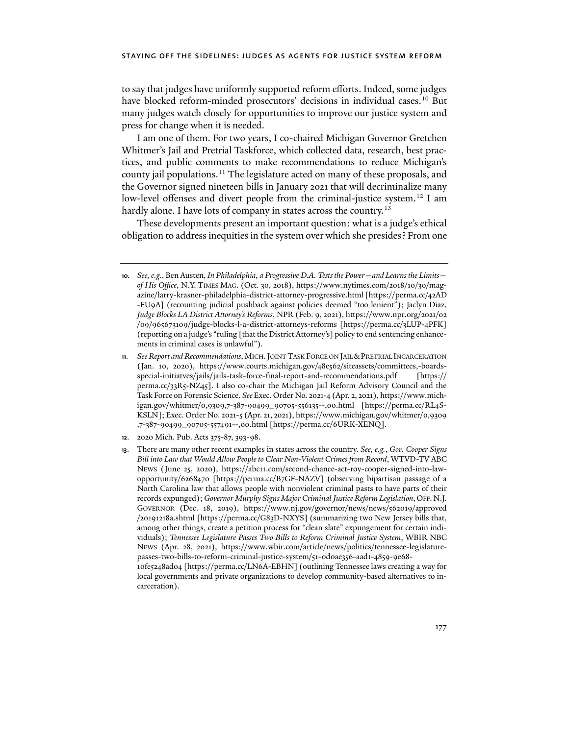to say that judges have uniformly supported reform efforts. Indeed, some judges have blocked reform-minded prosecutors' decisions in individual cases.[10] But many judges watch closely for opportunities to improve our justice system and press for change when it is needed.

I am one of them. For two years, I co-chaired Michigan Governor Gretchen Whitmer's Jail and Pretrial Taskforce, which collected data, research, best practices, and public comments to make recommendations to reduce Michigan's county jail populations.[11] The legislature acted on many of these proposals, and the Governor signed nineteen bills in January 2021 that will decriminalize many low-level offenses and divert people from the criminal-justice system.[12] I am hardly alone. I have lots of company in states across the country.[13]

These developments present an important question: what is a judge's ethical obligation to address inequities in the system over which she presides? From one

---

10. *See, e.g.*, Ben Austen, *In Philadelphia, a Progressive D.A. Tests the Power—and Learns the Limits—of His Office*, N.Y. TIMES MAG. (Oct. 30, 2018), https://www.nytimes.com/2018/10/30/magazine/larry-krasner-philadelphia-district-attorney-progressive.html [https://perma.cc/42AD-FU9A] (recounting judicial pushback against policies deemed "too lenient"); Jaclyn Diaz, *Judge Blocks LA District Attorney's Reforms*, NPR (Feb. 9, 2021), https://www.npr.org/2021/02/09/965673109/judge-blocks-l-a-district-attorneys-reforms [https://perma.cc/3LUP-4PFK] (reporting on a judge's "ruling [that the District Attorney's] policy to end sentencing enhancements in criminal cases is unlawful").

11. *See Report and Recommendations*, MICH. JOINT TASK FORCE ON JAIL & PRETRIAL INCARCERATION (Jan. 10, 2020), https://www.courts.michigan.gov/48e562/siteassets/committees,-boards-special-initiatves/jails/jails-task-force-final-report-and-recommendations.pdf [https://perma.cc/33R5-NZ45]. I also co-chair the Michigan Jail Reform Advisory Council and the Task Force on Forensic Science. *See* Exec. Order No. 2021-4 (Apr. 2, 2021), https://www.michigan.gov/whitmer/0,9309,7-387-90499_90705-556135--,00.html [https://perma.cc/RL4S-KSLN]; Exec. Order No. 2021-5 (Apr. 21, 2021), https://www.michigan.gov/whitmer/0,9309,7-387-90499_90705-557491--,00.html [https://perma.cc/6URK-XENQ].

12. 2020 Mich. Pub. Acts 375-87, 393-98.

13. There are many other recent examples in states across the country. *See, e.g.*, *Gov. Cooper Signs Bill into Law that Would Allow People to Clear Non-Violent Crimes from Record*, WTVD-TV ABC NEWS (June 25, 2020), https://abc11.com/second-chance-act-roy-cooper-signed-into-law-opportunity/6268470 [https://perma.cc/B7GF-NAZV] (observing bipartisan passage of a North Carolina law that allows people with nonviolent criminal pasts to have parts of their records expunged); *Governor Murphy Signs Major Criminal Justice Reform Legislation*, OFF. N.J. GOVERNOR (Dec. 18, 2019), https://www.nj.gov/governor/news/news/562019/approved/20191218a.shtml [https://perma.cc/G83D-NXYS] (summarizing two New Jersey bills that, among other things, create a petition process for "clean slate" expungement for certain individuals); *Tennessee Legislature Passes Two Bills to Reform Criminal Justice System*, WBIR NBC NEWS (Apr. 28, 2021), https://www.wbir.com/article/news/politics/tennessee-legislature-passes-two-bills-to-reform-criminal-justice-system/51-0d0ae356-aad1-4859-9e68-10fe5248ad04 [https://perma.cc/LN6A-EBHN] (outlining Tennessee laws creating a way for local governments and private organizations to develop community-based alternatives to incarceration).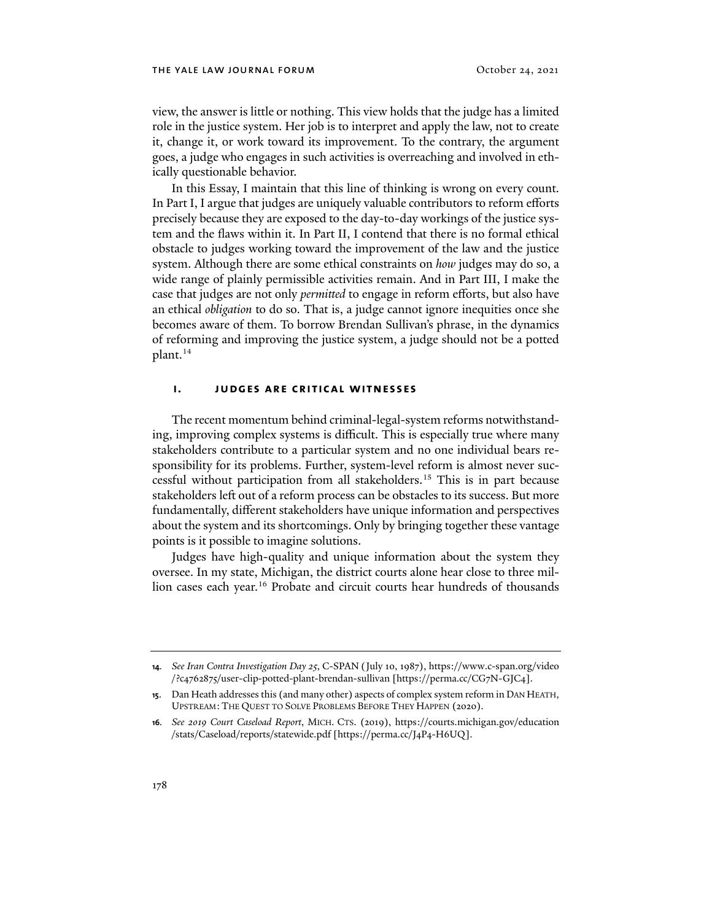view, the answer is little or nothing. This view holds that the judge has a limited role in the justice system. Her job is to interpret and apply the law, not to create it, change it, or work toward its improvement. To the contrary, the argument goes, a judge who engages in such activities is overreaching and involved in ethically questionable behavior.

In this Essay, I maintain that this line of thinking is wrong on every count. In Part I, I argue that judges are uniquely valuable contributors to reform efforts precisely because they are exposed to the day-to-day workings of the justice system and the flaws within it. In Part II, I contend that there is no formal ethical obstacle to judges working toward the improvement of the law and the justice system. Although there are some ethical constraints on *how* judges may do so, a wide range of plainly permissible activities remain. And in Part III, I make the case that judges are not only *permitted* to engage in reform efforts, but also have an ethical *obligation* to do so. That is, a judge cannot ignore inequities once she becomes aware of them. To borrow Brendan Sullivan's phrase, in the dynamics of reforming and improving the justice system, a judge should not be a potted plant.[14]

## I. JUDGES ARE CRITICAL WITNESSES

The recent momentum behind criminal-legal-system reforms notwithstanding, improving complex systems is difficult. This is especially true where many stakeholders contribute to a particular system and no one individual bears responsibility for its problems. Further, system-level reform is almost never successful without participation from all stakeholders.[15] This is in part because stakeholders left out of a reform process can be obstacles to its success. But more fundamentally, different stakeholders have unique information and perspectives about the system and its shortcomings. Only by bringing together these vantage points is it possible to imagine solutions.

Judges have high-quality and unique information about the system they oversee. In my state, Michigan, the district courts alone hear close to three million cases each year.[16] Probate and circuit courts hear hundreds of thousands

---

14. *See Iran Contra Investigation Day 25*, C-SPAN (July 10, 1987), https://www.c-span.org/video/?c4762875/user-clip-potted-plant-brendan-sullivan [https://perma.cc/CG7N-GJC4].

15. Dan Heath addresses this (and many other) aspects of complex system reform in DAN HEATH, UPSTREAM: THE QUEST TO SOLVE PROBLEMS BEFORE THEY HAPPEN (2020).

16. *See 2019 Court Caseload Report*, MICH. CTS. (2019), https://courts.michigan.gov/education/stats/Caseload/reports/statewide.pdf [https://perma.cc/J4P4-H6UQ].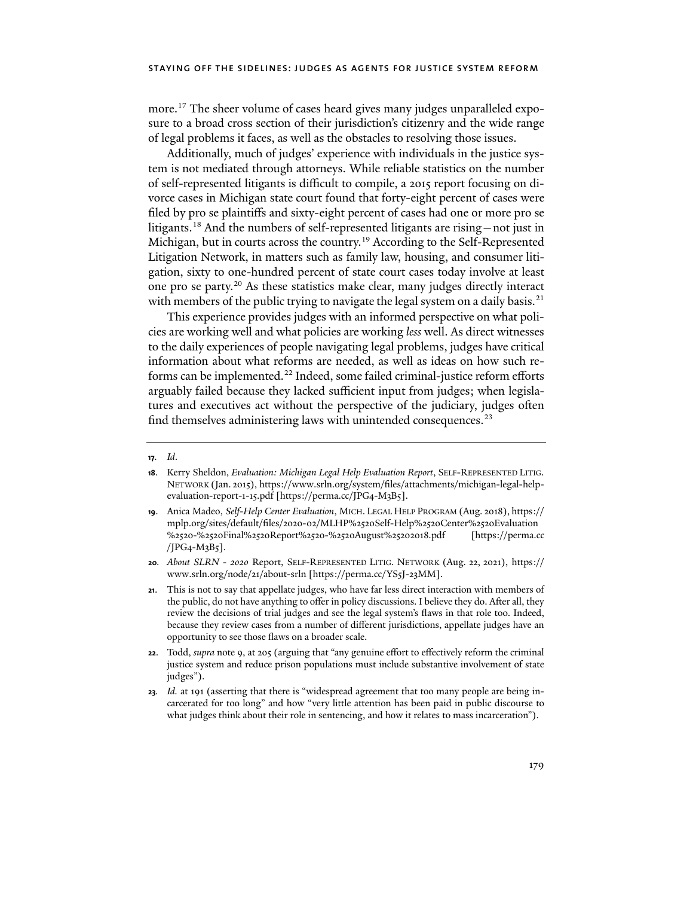more.[17] The sheer volume of cases heard gives many judges unparalleled exposure to a broad cross section of their jurisdiction's citizenry and the wide range of legal problems it faces, as well as the obstacles to resolving those issues.

Additionally, much of judges' experience with individuals in the justice system is not mediated through attorneys. While reliable statistics on the number of self-represented litigants is difficult to compile, a 2015 report focusing on divorce cases in Michigan state court found that forty-eight percent of cases were filed by pro se plaintiffs and sixty-eight percent of cases had one or more pro se litigants.[18] And the numbers of self-represented litigants are rising—not just in Michigan, but in courts across the country.[19] According to the Self-Represented Litigation Network, in matters such as family law, housing, and consumer litigation, sixty to one-hundred percent of state court cases today involve at least one pro se party.[20] As these statistics make clear, many judges directly interact with members of the public trying to navigate the legal system on a daily basis.[21]

This experience provides judges with an informed perspective on what policies are working well and what policies are working *less* well. As direct witnesses to the daily experiences of people navigating legal problems, judges have critical information about what reforms are needed, as well as ideas on how such reforms can be implemented.[22] Indeed, some failed criminal-justice reform efforts arguably failed because they lacked sufficient input from judges; when legislatures and executives act without the perspective of the judiciary, judges often find themselves administering laws with unintended consequences.[23]

---

**17.** *Id.*

**18.** Kerry Sheldon, *Evaluation: Michigan Legal Help Evaluation Report*, SELF-REPRESENTED LITIG. NETWORK (Jan. 2015), https://www.srln.org/system/files/attachments/michigan-legal-help-evaluation-report-1-15.pdf [https://perma.cc/JPG4-M3B5].

**19.** Anica Madeo, *Self-Help Center Evaluation*, MICH. LEGAL HELP PROGRAM (Aug. 2018), https://mplp.org/sites/default/files/2020-02/MLHP%2520Self-Help%2520Center%2520Evaluation%2520-%2520Final%2520Report%2520-%2520August%25202018.pdf [https://perma.cc/JPG4-M3B5].

**20.** *About SLRN - 2020* Report, SELF-REPRESENTED LITIG. NETWORK (Aug. 22, 2021), https://www.srln.org/node/21/about-srln [https://perma.cc/YS5J-23MM].

**21.** This is not to say that appellate judges, who have far less direct interaction with members of the public, do not have anything to offer in policy discussions. I believe they do. After all, they review the decisions of trial judges and see the legal system's flaws in that role too. Indeed, because they review cases from a number of different jurisdictions, appellate judges have an opportunity to see those flaws on a broader scale.

**22.** Todd, *supra* note 9, at 205 (arguing that "any genuine effort to effectively reform the criminal justice system and reduce prison populations must include substantive involvement of state judges").

**23.** *Id.* at 191 (asserting that there is "widespread agreement that too many people are being incarcerated for too long" and how "very little attention has been paid in public discourse to what judges think about their role in sentencing, and how it relates to mass incarceration").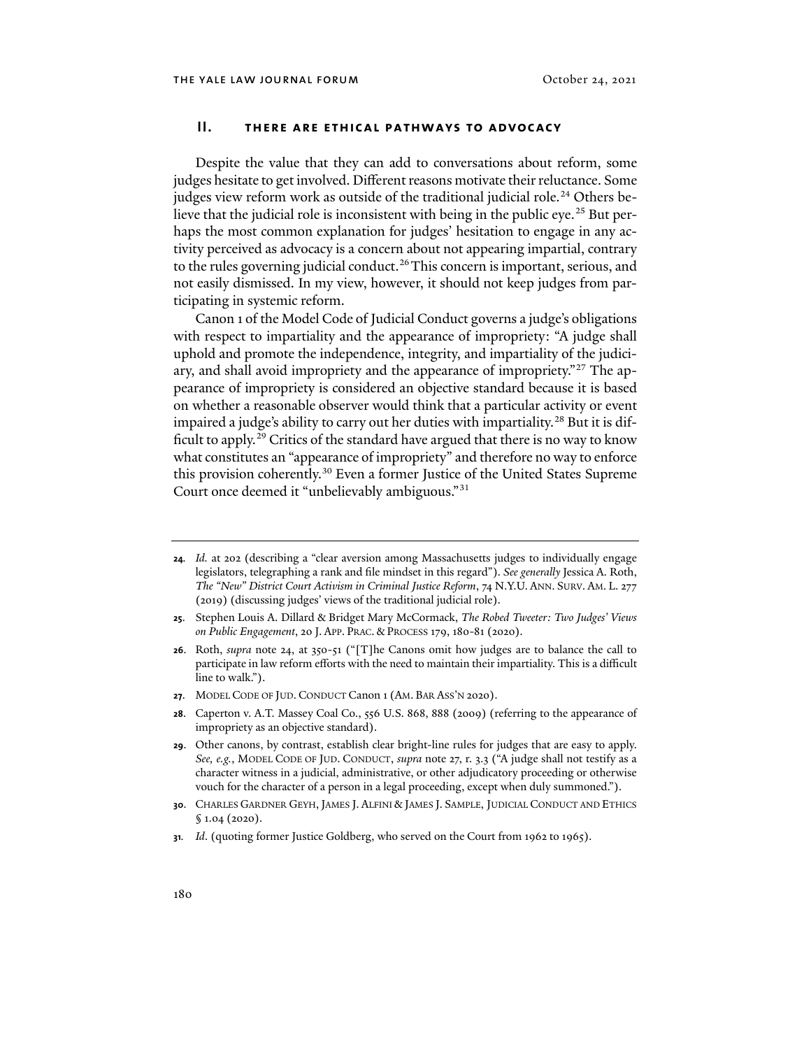## II. THERE ARE ETHICAL PATHWAYS TO ADVOCACY

Despite the value that they can add to conversations about reform, some judges hesitate to get involved. Different reasons motivate their reluctance. Some judges view reform work as outside of the traditional judicial role.[24] Others believe that the judicial role is inconsistent with being in the public eye.[25] But perhaps the most common explanation for judges' hesitation to engage in any activity perceived as advocacy is a concern about not appearing impartial, contrary to the rules governing judicial conduct.[26] This concern is important, serious, and not easily dismissed. In my view, however, it should not keep judges from participating in systemic reform.

Canon 1 of the Model Code of Judicial Conduct governs a judge's obligations with respect to impartiality and the appearance of impropriety: "A judge shall uphold and promote the independence, integrity, and impartiality of the judiciary, and shall avoid impropriety and the appearance of impropriety."[27] The appearance of impropriety is considered an objective standard because it is based on whether a reasonable observer would think that a particular activity or event impaired a judge's ability to carry out her duties with impartiality.[28] But it is difficult to apply.[29] Critics of the standard have argued that there is no way to know what constitutes an "appearance of impropriety" and therefore no way to enforce this provision coherently.[30] Even a former Justice of the United States Supreme Court once deemed it "unbelievably ambiguous."[31]

---

24. *Id.* at 202 (describing a "clear aversion among Massachusetts judges to individually engage legislators, telegraphing a rank and file mindset in this regard"). *See generally* Jessica A. Roth, *The "New" District Court Activism in Criminal Justice Reform*, 74 N.Y.U. ANN. SURV. AM. L. 277 (2019) (discussing judges' views of the traditional judicial role).

25. Stephen Louis A. Dillard & Bridget Mary McCormack, *The Robed Tweeter: Two Judges' Views on Public Engagement*, 20 J. APP. PRAC. & PROCESS 179, 180-81 (2020).

26. Roth, *supra* note 24, at 350-51 ("[T]he Canons omit how judges are to balance the call to participate in law reform efforts with the need to maintain their impartiality. This is a difficult line to walk.").

27. MODEL CODE OF JUD. CONDUCT Canon 1 (AM. BAR ASS'N 2020).

28. Caperton v. A.T. Massey Coal Co., 556 U.S. 868, 888 (2009) (referring to the appearance of impropriety as an objective standard).

29. Other canons, by contrast, establish clear bright-line rules for judges that are easy to apply. *See, e.g.*, MODEL CODE OF JUD. CONDUCT, *supra* note 27, r. 3.3 ("A judge shall not testify as a character witness in a judicial, administrative, or other adjudicatory proceeding or otherwise vouch for the character of a person in a legal proceeding, except when duly summoned.").

30. CHARLES GARDNER GEYH, JAMES J. ALFINI & JAMES J. SAMPLE, JUDICIAL CONDUCT AND ETHICS § 1.04 (2020).

31. *Id.* (quoting former Justice Goldberg, who served on the Court from 1962 to 1965).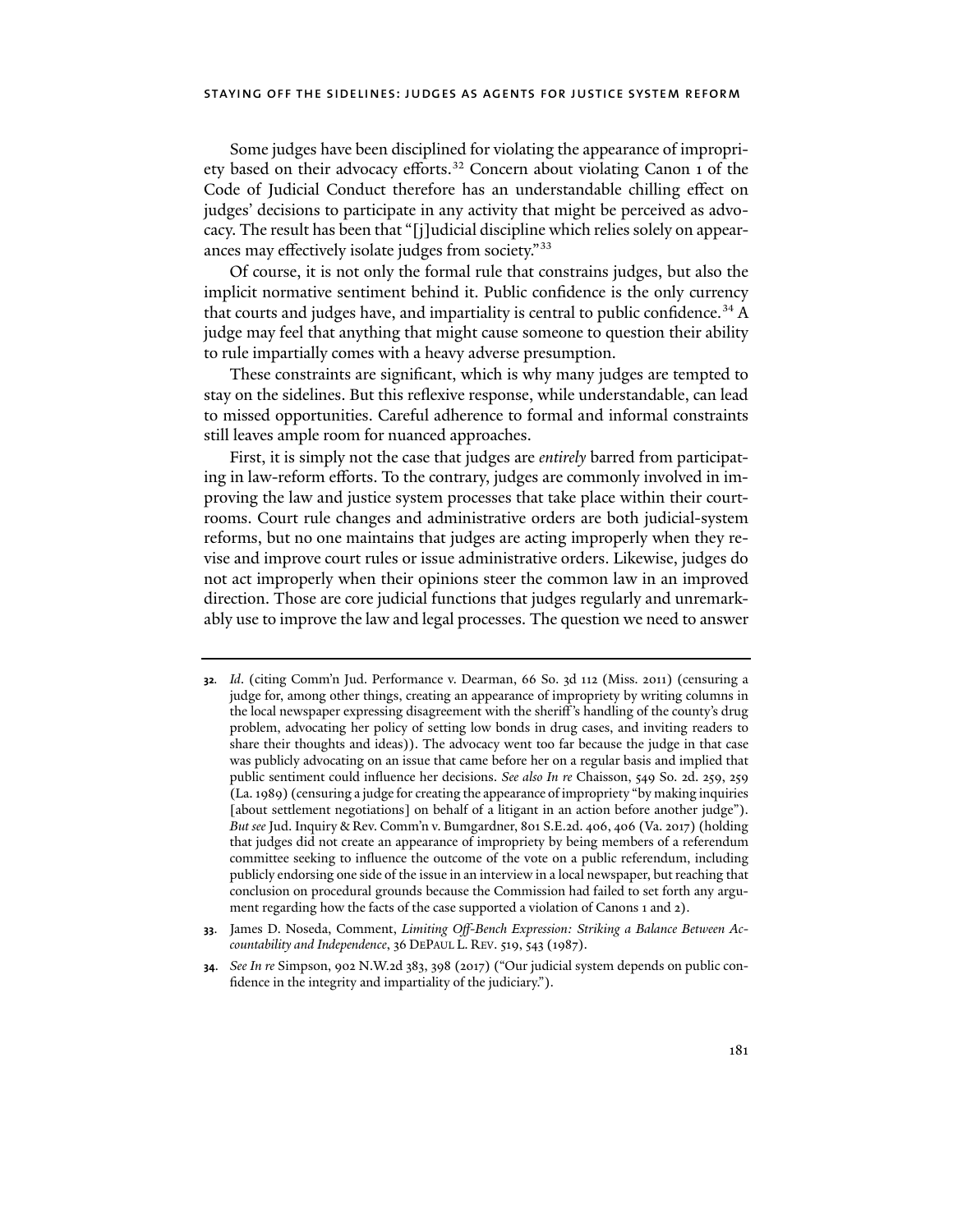Some judges have been disciplined for violating the appearance of impropriety based on their advocacy efforts.[32] Concern about violating Canon 1 of the Code of Judicial Conduct therefore has an understandable chilling effect on judges' decisions to participate in any activity that might be perceived as advocacy. The result has been that "[j]udicial discipline which relies solely on appearances may effectively isolate judges from society."[33]

Of course, it is not only the formal rule that constrains judges, but also the implicit normative sentiment behind it. Public confidence is the only currency that courts and judges have, and impartiality is central to public confidence.[34] A judge may feel that anything that might cause someone to question their ability to rule impartially comes with a heavy adverse presumption.

These constraints are significant, which is why many judges are tempted to stay on the sidelines. But this reflexive response, while understandable, can lead to missed opportunities. Careful adherence to formal and informal constraints still leaves ample room for nuanced approaches.

First, it is simply not the case that judges are *entirely* barred from participating in law-reform efforts. To the contrary, judges are commonly involved in improving the law and justice system processes that take place within their courtrooms. Court rule changes and administrative orders are both judicial-system reforms, but no one maintains that judges are acting improperly when they revise and improve court rules or issue administrative orders. Likewise, judges do not act improperly when their opinions steer the common law in an improved direction. Those are core judicial functions that judges regularly and unremarkably use to improve the law and legal processes. The question we need to answer

---

**32.** *Id*. (citing Comm'n Jud. Performance v. Dearman, 66 So. 3d 112 (Miss. 2011) (censuring a judge for, among other things, creating an appearance of impropriety by writing columns in the local newspaper expressing disagreement with the sheriff's handling of the county's drug problem, advocating her policy of setting low bonds in drug cases, and inviting readers to share their thoughts and ideas)). The advocacy went too far because the judge in that case was publicly advocating on an issue that came before her on a regular basis and implied that public sentiment could influence her decisions. *See also In re* Chaisson, 549 So. 2d. 259, 259 (La. 1989) (censuring a judge for creating the appearance of impropriety "by making inquiries [about settlement negotiations] on behalf of a litigant in an action before another judge"). *But see* Jud. Inquiry & Rev. Comm'n v. Bumgardner, 801 S.E.2d. 406, 406 (Va. 2017) (holding that judges did not create an appearance of impropriety by being members of a referendum committee seeking to influence the outcome of the vote on a public referendum, including publicly endorsing one side of the issue in an interview in a local newspaper, but reaching that conclusion on procedural grounds because the Commission had failed to set forth any argument regarding how the facts of the case supported a violation of Canons 1 and 2).

**33.** James D. Noseda, Comment, *Limiting Off-Bench Expression: Striking a Balance Between Accountability and Independence*, 36 DEPAUL L. REV. 519, 543 (1987).

**34.** *See In re* Simpson, 902 N.W.2d 383, 398 (2017) ("Our judicial system depends on public confidence in the integrity and impartiality of the judiciary.").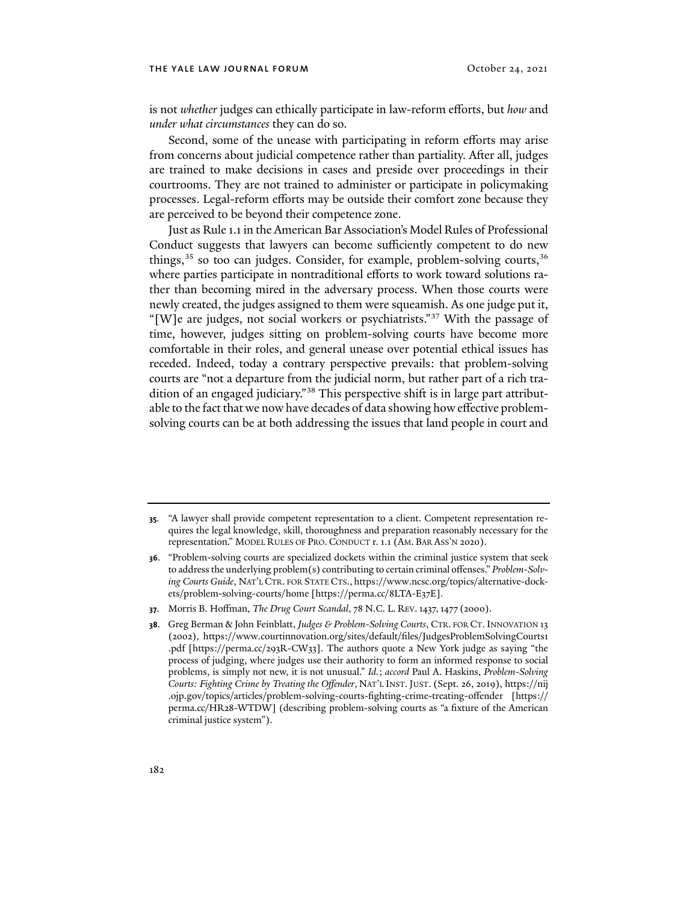is not *whether* judges can ethically participate in law-reform efforts, but *how* and *under what circumstances* they can do so.

Second, some of the unease with participating in reform efforts may arise from concerns about judicial competence rather than partiality. After all, judges are trained to make decisions in cases and preside over proceedings in their courtrooms. They are not trained to administer or participate in policymaking processes. Legal-reform efforts may be outside their comfort zone because they are perceived to be beyond their competence zone.

Just as Rule 1.1 in the American Bar Association's Model Rules of Professional Conduct suggests that lawyers can become sufficiently competent to do new things,[35] so too can judges. Consider, for example, problem-solving courts,[36] where parties participate in nontraditional efforts to work toward solutions rather than becoming mired in the adversary process. When those courts were newly created, the judges assigned to them were squeamish. As one judge put it, "[W]e are judges, not social workers or psychiatrists."[37] With the passage of time, however, judges sitting on problem-solving courts have become more comfortable in their roles, and general unease over potential ethical issues has receded. Indeed, today a contrary perspective prevails: that problem-solving courts are "not a departure from the judicial norm, but rather part of a rich tradition of an engaged judiciary."[38] This perspective shift is in large part attributable to the fact that we now have decades of data showing how effective problem-solving courts can be at both addressing the issues that land people in court and

---

**35.** "A lawyer shall provide competent representation to a client. Competent representation requires the legal knowledge, skill, thoroughness and preparation reasonably necessary for the representation." MODEL RULES OF PRO. CONDUCT r. 1.1 (AM. BAR ASS'N 2020).

**36.** "Problem-solving courts are specialized dockets within the criminal justice system that seek to address the underlying problem(s) contributing to certain criminal offenses." *Problem-Solving Courts Guide*, NAT'L CTR. FOR STATE CTS., https://www.ncsc.org/topics/alternative-dockets/problem-solving-courts/home [https://perma.cc/8LTA-E37E].

**37.** Morris B. Hoffman, *The Drug Court Scandal*, 78 N.C. L. REV. 1437, 1477 (2000).

**38.** Greg Berman & John Feinblatt, *Judges & Problem-Solving Courts*, CTR. FOR CT. INNOVATION 13 (2002), https://www.courtinnovation.org/sites/default/files/JudgesProblemSolvingCourts1.pdf [https://perma.cc/293R-CW33]. The authors quote a New York judge as saying "the process of judging, where judges use their authority to form an informed response to social problems, is simply not new, it is not unusual." *Id.*; *accord* Paul A. Haskins, *Problem-Solving Courts: Fighting Crime by Treating the Offender*, NAT'L INST. JUST. (Sept. 26, 2019), https://nij.ojp.gov/topics/articles/problem-solving-courts-fighting-crime-treating-offender [https://perma.cc/HR28-WTDW] (describing problem-solving courts as "a fixture of the American criminal justice system").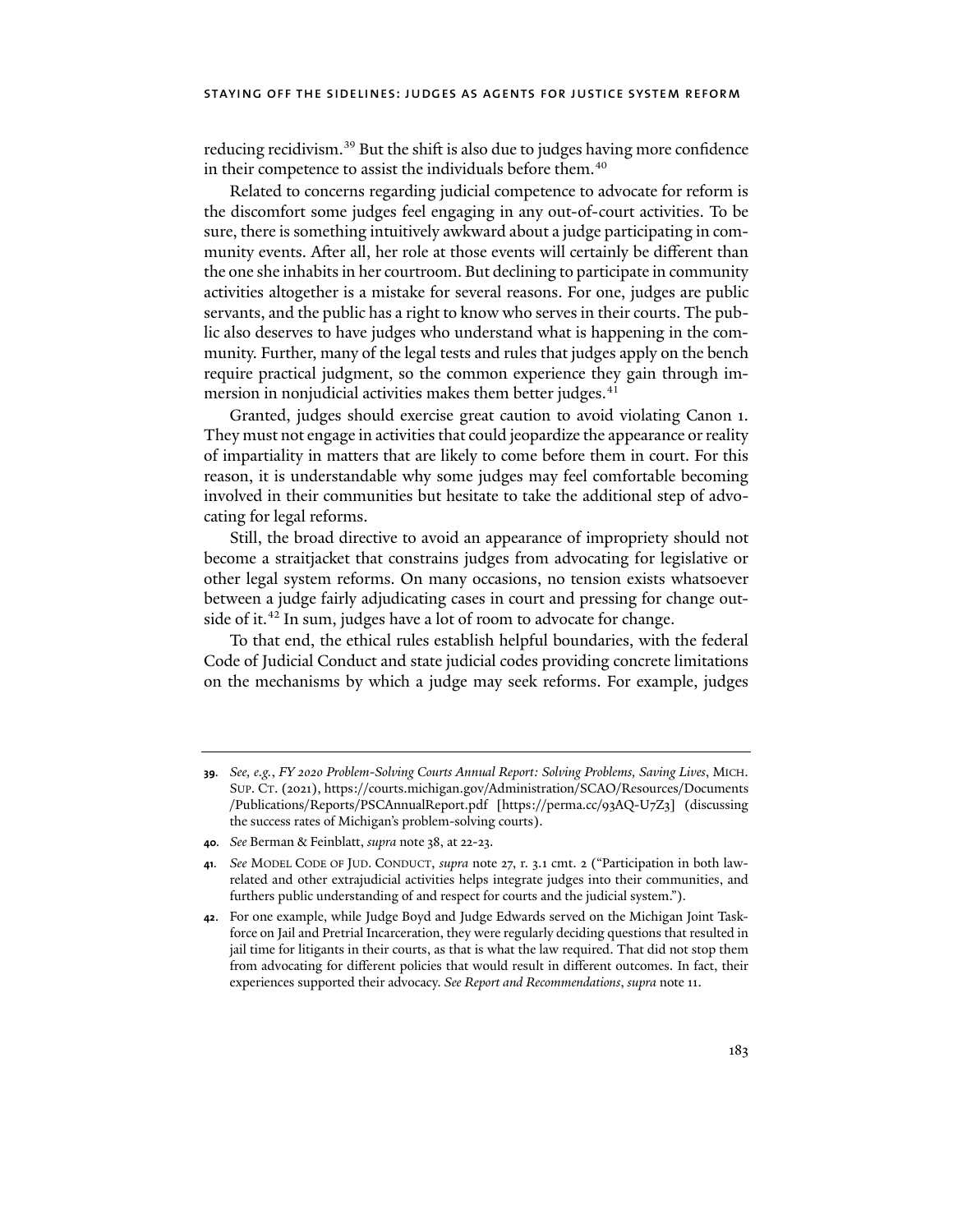reducing recidivism.[39] But the shift is also due to judges having more confidence in their competence to assist the individuals before them.[40]

Related to concerns regarding judicial competence to advocate for reform is the discomfort some judges feel engaging in any out-of-court activities. To be sure, there is something intuitively awkward about a judge participating in community events. After all, her role at those events will certainly be different than the one she inhabits in her courtroom. But declining to participate in community activities altogether is a mistake for several reasons. For one, judges are public servants, and the public has a right to know who serves in their courts. The public also deserves to have judges who understand what is happening in the community. Further, many of the legal tests and rules that judges apply on the bench require practical judgment, so the common experience they gain through immersion in nonjudicial activities makes them better judges.[41]

Granted, judges should exercise great caution to avoid violating Canon 1. They must not engage in activities that could jeopardize the appearance or reality of impartiality in matters that are likely to come before them in court. For this reason, it is understandable why some judges may feel comfortable becoming involved in their communities but hesitate to take the additional step of advocating for legal reforms.

Still, the broad directive to avoid an appearance of impropriety should not become a straitjacket that constrains judges from advocating for legislative or other legal system reforms. On many occasions, no tension exists whatsoever between a judge fairly adjudicating cases in court and pressing for change outside of it.[42] In sum, judges have a lot of room to advocate for change.

To that end, the ethical rules establish helpful boundaries, with the federal Code of Judicial Conduct and state judicial codes providing concrete limitations on the mechanisms by which a judge may seek reforms. For example, judges

---

**39.** *See, e.g.*, *FY 2020 Problem-Solving Courts Annual Report: Solving Problems, Saving Lives*, MICH. SUP. CT. (2021), https://courts.michigan.gov/Administration/SCAO/Resources/Documents/Publications/Reports/PSCAnnualReport.pdf [https://perma.cc/93AQ-U7Z3] (discussing the success rates of Michigan's problem-solving courts).

**40.** *See* Berman & Feinblatt, *supra* note 38, at 22-23.

**41.** *See* MODEL CODE OF JUD. CONDUCT, *supra* note 27, r. 3.1 cmt. 2 ("Participation in both law-related and other extrajudicial activities helps integrate judges into their communities, and furthers public understanding of and respect for courts and the judicial system.").

**42.** For one example, while Judge Boyd and Judge Edwards served on the Michigan Joint Taskforce on Jail and Pretrial Incarceration, they were regularly deciding questions that resulted in jail time for litigants in their courts, as that is what the law required. That did not stop them from advocating for different policies that would result in different outcomes. In fact, their experiences supported their advocacy. *See Report and Recommendations*, *supra* note 11.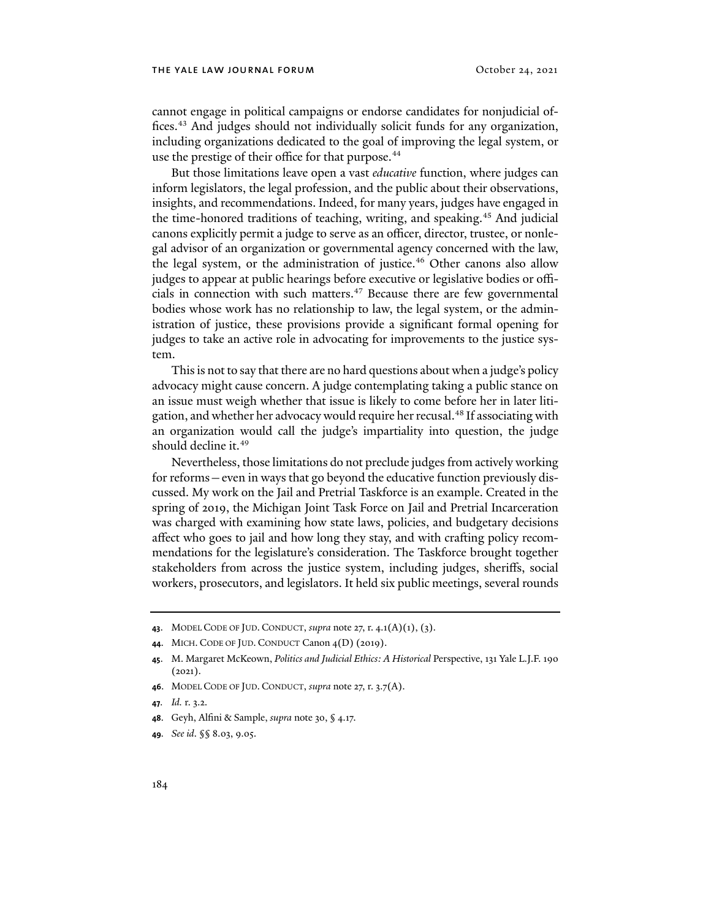cannot engage in political campaigns or endorse candidates for nonjudicial offices.[43] And judges should not individually solicit funds for any organization, including organizations dedicated to the goal of improving the legal system, or use the prestige of their office for that purpose.[44]

But those limitations leave open a vast *educative* function, where judges can inform legislators, the legal profession, and the public about their observations, insights, and recommendations. Indeed, for many years, judges have engaged in the time-honored traditions of teaching, writing, and speaking.[45] And judicial canons explicitly permit a judge to serve as an officer, director, trustee, or nonlegal advisor of an organization or governmental agency concerned with the law, the legal system, or the administration of justice.[46] Other canons also allow judges to appear at public hearings before executive or legislative bodies or officials in connection with such matters.[47] Because there are few governmental bodies whose work has no relationship to law, the legal system, or the administration of justice, these provisions provide a significant formal opening for judges to take an active role in advocating for improvements to the justice system.

This is not to say that there are no hard questions about when a judge's policy advocacy might cause concern. A judge contemplating taking a public stance on an issue must weigh whether that issue is likely to come before her in later litigation, and whether her advocacy would require her recusal.[48] If associating with an organization would call the judge's impartiality into question, the judge should decline it.[49]

Nevertheless, those limitations do not preclude judges from actively working for reforms—even in ways that go beyond the educative function previously discussed. My work on the Jail and Pretrial Taskforce is an example. Created in the spring of 2019, the Michigan Joint Task Force on Jail and Pretrial Incarceration was charged with examining how state laws, policies, and budgetary decisions affect who goes to jail and how long they stay, and with crafting policy recommendations for the legislature's consideration. The Taskforce brought together stakeholders from across the justice system, including judges, sheriffs, social workers, prosecutors, and legislators. It held six public meetings, several rounds

---

**43**. MODEL CODE OF JUD. CONDUCT, *supra* note 27, r. 4.1(A)(1), (3).

**44**. MICH. CODE OF JUD. CONDUCT Canon 4(D) (2019).

**45**. M. Margaret McKeown, *Politics and Judicial Ethics: A Historical* Perspective, 131 Yale L.J.F. 190 (2021).

**46**. MODEL CODE OF JUD. CONDUCT, *supra* note 27, r. 3.7(A).

**47**. *Id.* r. 3.2.

**48**. Geyh, Alfini & Sample, *supra* note 30, § 4.17.

**49**. *See id*. §§ 8.03, 9.05.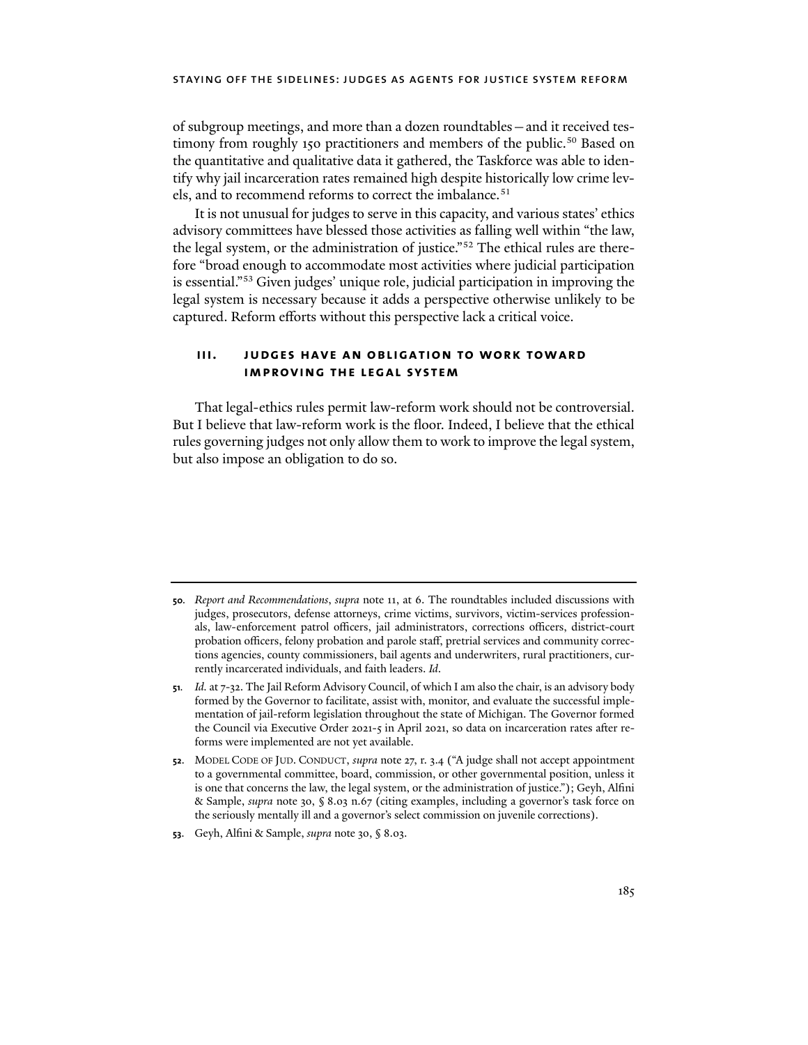of subgroup meetings, and more than a dozen roundtables—and it received testimony from roughly 150 practitioners and members of the public.[50] Based on the quantitative and qualitative data it gathered, the Taskforce was able to identify why jail incarceration rates remained high despite historically low crime levels, and to recommend reforms to correct the imbalance.[51]

It is not unusual for judges to serve in this capacity, and various states' ethics advisory committees have blessed those activities as falling well within "the law, the legal system, or the administration of justice."[52] The ethical rules are therefore "broad enough to accommodate most activities where judicial participation is essential."[53] Given judges' unique role, judicial participation in improving the legal system is necessary because it adds a perspective otherwise unlikely to be captured. Reform efforts without this perspective lack a critical voice.

## III. JUDGES HAVE AN OBLIGATION TO WORK TOWARD IMPROVING THE LEGAL SYSTEM

That legal-ethics rules permit law-reform work should not be controversial. But I believe that law-reform work is the floor. Indeed, I believe that the ethical rules governing judges not only allow them to work to improve the legal system, but also impose an obligation to do so.

---

**50**. *Report and Recommendations*, *supra* note 11, at 6. The roundtables included discussions with judges, prosecutors, defense attorneys, crime victims, survivors, victim-services professionals, law-enforcement patrol officers, jail administrators, corrections officers, district-court probation officers, felony probation and parole staff, pretrial services and community corrections agencies, county commissioners, bail agents and underwriters, rural practitioners, currently incarcerated individuals, and faith leaders. *Id*.

**51**. *Id.* at 7-32. The Jail Reform Advisory Council, of which I am also the chair, is an advisory body formed by the Governor to facilitate, assist with, monitor, and evaluate the successful implementation of jail-reform legislation throughout the state of Michigan. The Governor formed the Council via Executive Order 2021-5 in April 2021, so data on incarceration rates after reforms were implemented are not yet available.

**52**. MODEL CODE OF JUD. CONDUCT, *supra* note 27, r. 3.4 ("A judge shall not accept appointment to a governmental committee, board, commission, or other governmental position, unless it is one that concerns the law, the legal system, or the administration of justice."); Geyh, Alfini & Sample, *supra* note 30, § 8.03 n.67 (citing examples, including a governor's task force on the seriously mentally ill and a governor's select commission on juvenile corrections).

**53**. Geyh, Alfini & Sample, *supra* note 30, § 8.03.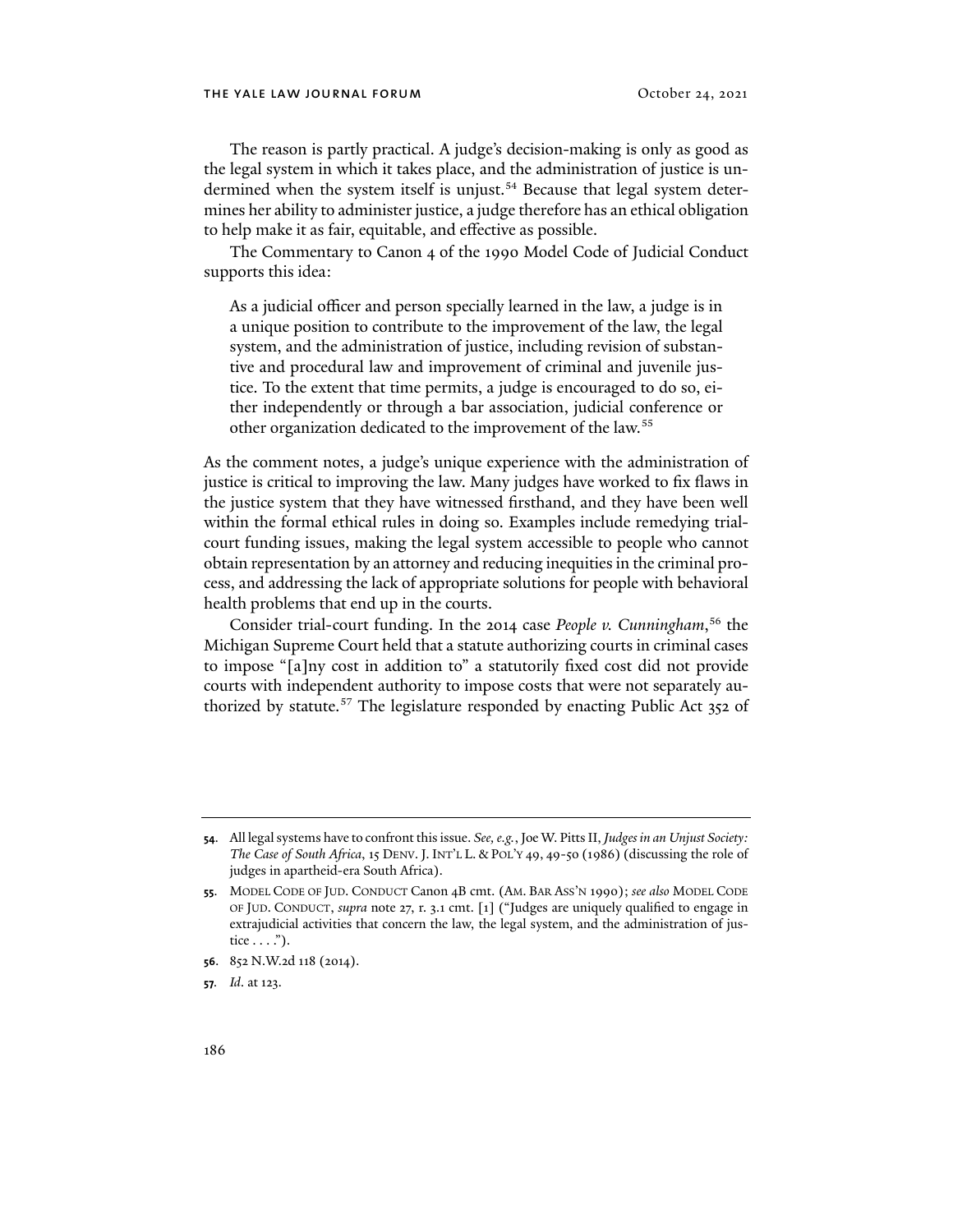The reason is partly practical. A judge's decision-making is only as good as the legal system in which it takes place, and the administration of justice is undermined when the system itself is unjust.[54] Because that legal system determines her ability to administer justice, a judge therefore has an ethical obligation to help make it as fair, equitable, and effective as possible.

The Commentary to Canon 4 of the 1990 Model Code of Judicial Conduct supports this idea:

> As a judicial officer and person specially learned in the law, a judge is in a unique position to contribute to the improvement of the law, the legal system, and the administration of justice, including revision of substantive and procedural law and improvement of criminal and juvenile justice. To the extent that time permits, a judge is encouraged to do so, either independently or through a bar association, judicial conference or other organization dedicated to the improvement of the law.[55]

As the comment notes, a judge's unique experience with the administration of justice is critical to improving the law. Many judges have worked to fix flaws in the justice system that they have witnessed firsthand, and they have been well within the formal ethical rules in doing so. Examples include remedying trial-court funding issues, making the legal system accessible to people who cannot obtain representation by an attorney and reducing inequities in the criminal process, and addressing the lack of appropriate solutions for people with behavioral health problems that end up in the courts.

Consider trial-court funding. In the 2014 case *People v. Cunningham*,[56] the Michigan Supreme Court held that a statute authorizing courts in criminal cases to impose "[a]ny cost in addition to" a statutorily fixed cost did not provide courts with independent authority to impose costs that were not separately authorized by statute.[57] The legislature responded by enacting Public Act 352 of

---

**54**. All legal systems have to confront this issue. *See, e.g.*, Joe W. Pitts II, *Judges in an Unjust Society: The Case of South Africa*, 15 DENV. J. INT'L L. & POL'Y 49, 49-50 (1986) (discussing the role of judges in apartheid-era South Africa).

**55**. MODEL CODE OF JUD. CONDUCT Canon 4B cmt. (AM. BAR ASS'N 1990); *see also* MODEL CODE OF JUD. CONDUCT, *supra* note 27, r. 3.1 cmt. [1] ("Judges are uniquely qualified to engage in extrajudicial activities that concern the law, the legal system, and the administration of justice . . . .").

**56**. 852 N.W.2d 118 (2014).

**57**. *Id.* at 123.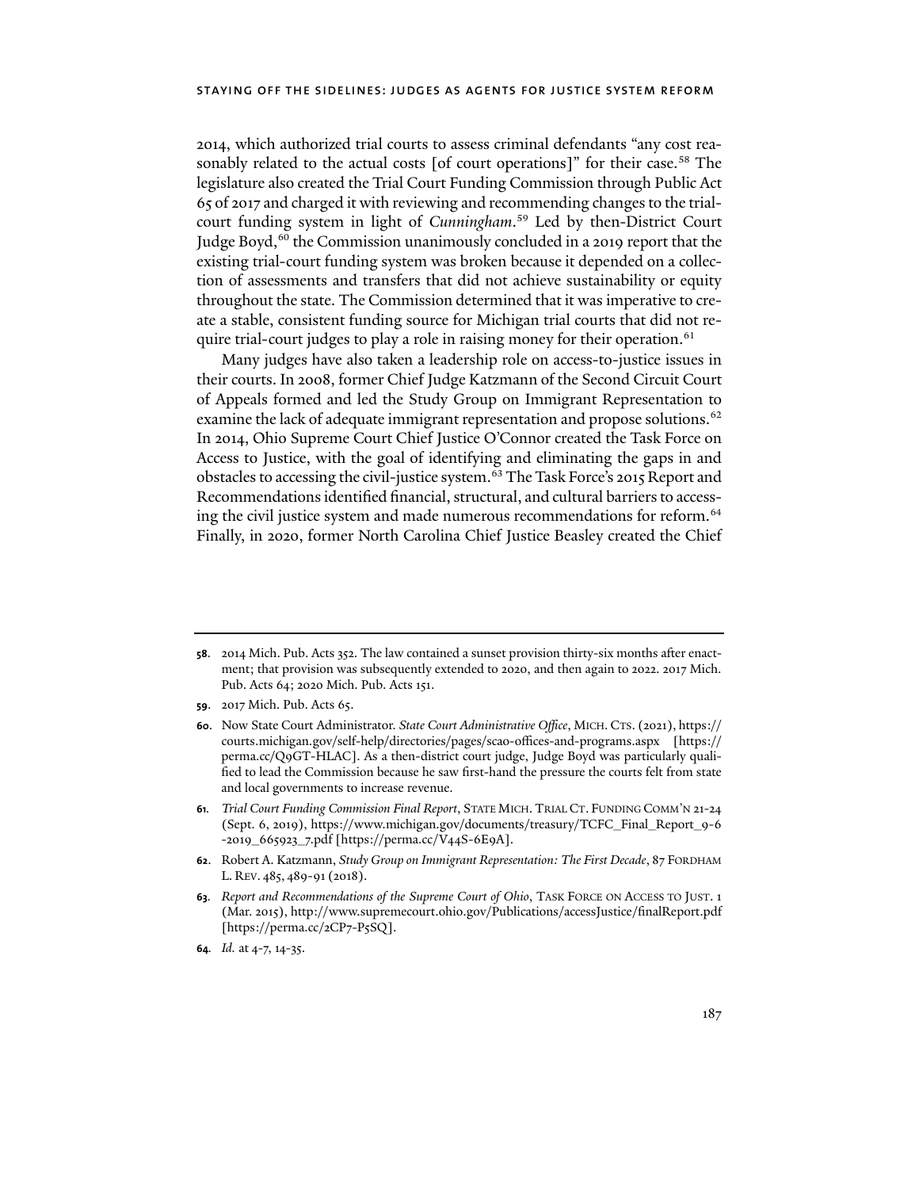2014, which authorized trial courts to assess criminal defendants "any cost reasonably related to the actual costs [of court operations]" for their case.[58] The legislature also created the Trial Court Funding Commission through Public Act 65 of 2017 and charged it with reviewing and recommending changes to the trial-court funding system in light of *Cunningham*.[59] Led by then-District Court Judge Boyd,[60] the Commission unanimously concluded in a 2019 report that the existing trial-court funding system was broken because it depended on a collection of assessments and transfers that did not achieve sustainability or equity throughout the state. The Commission determined that it was imperative to create a stable, consistent funding source for Michigan trial courts that did not require trial-court judges to play a role in raising money for their operation.[61]

Many judges have also taken a leadership role on access-to-justice issues in their courts. In 2008, former Chief Judge Katzmann of the Second Circuit Court of Appeals formed and led the Study Group on Immigrant Representation to examine the lack of adequate immigrant representation and propose solutions.[62] In 2014, Ohio Supreme Court Chief Justice O'Connor created the Task Force on Access to Justice, with the goal of identifying and eliminating the gaps in and obstacles to accessing the civil-justice system.[63] The Task Force's 2015 Report and Recommendations identified financial, structural, and cultural barriers to accessing the civil justice system and made numerous recommendations for reform.[64] Finally, in 2020, former North Carolina Chief Justice Beasley created the Chief

---

**58**. 2014 Mich. Pub. Acts 352. The law contained a sunset provision thirty-six months after enactment; that provision was subsequently extended to 2020, and then again to 2022. 2017 Mich. Pub. Acts 64; 2020 Mich. Pub. Acts 151.

**59**. 2017 Mich. Pub. Acts 65.

**60**. Now State Court Administrator. *State Court Administrative Office*, MICH. CTS. (2021), https://courts.michigan.gov/self-help/directories/pages/scao-offices-and-programs.aspx [https://perma.cc/Q9GT-HLAC]. As a then-district court judge, Judge Boyd was particularly qualified to lead the Commission because he saw first-hand the pressure the courts felt from state and local governments to increase revenue.

**61**. *Trial Court Funding Commission Final Report*, STATE MICH. TRIAL CT. FUNDING COMM'N 21-24 (Sept. 6, 2019), https://www.michigan.gov/documents/treasury/TCFC_Final_Report_9-6-2019_665923_7.pdf [https://perma.cc/V44S-6E9A].

**62**. Robert A. Katzmann, *Study Group on Immigrant Representation: The First Decade*, 87 FORDHAM L. REV. 485, 489-91 (2018).

**63**. *Report and Recommendations of the Supreme Court of Ohio*, TASK FORCE ON ACCESS TO JUST. 1 (Mar. 2015), http://www.supremecourt.ohio.gov/Publications/accessJustice/finalReport.pdf [https://perma.cc/2CP7-P5SQ].

**64**. *Id.* at 4-7, 14-35.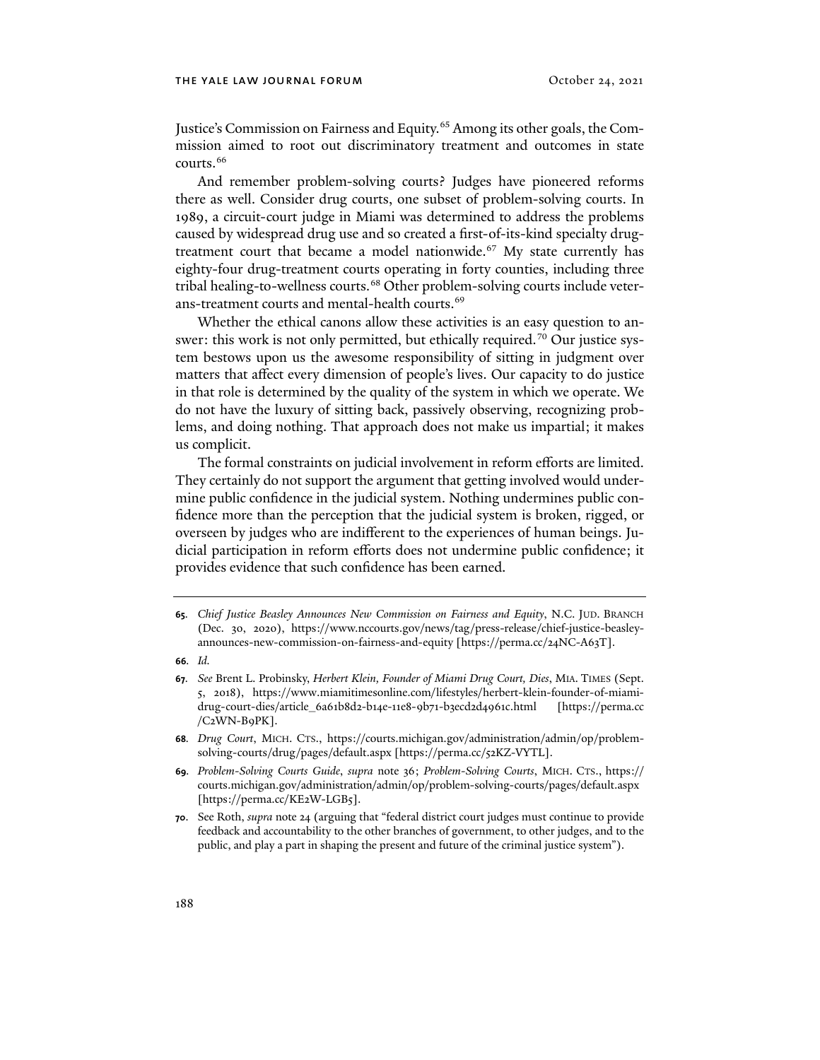Justice's Commission on Fairness and Equity.[65] Among its other goals, the Commission aimed to root out discriminatory treatment and outcomes in state courts.[66]

And remember problem-solving courts? Judges have pioneered reforms there as well. Consider drug courts, one subset of problem-solving courts. In 1989, a circuit-court judge in Miami was determined to address the problems caused by widespread drug use and so created a first-of-its-kind specialty drug-treatment court that became a model nationwide.[67] My state currently has eighty-four drug-treatment courts operating in forty counties, including three tribal healing-to-wellness courts.[68] Other problem-solving courts include veterans-treatment courts and mental-health courts.[69]

Whether the ethical canons allow these activities is an easy question to answer: this work is not only permitted, but ethically required.[70] Our justice system bestows upon us the awesome responsibility of sitting in judgment over matters that affect every dimension of people's lives. Our capacity to do justice in that role is determined by the quality of the system in which we operate. We do not have the luxury of sitting back, passively observing, recognizing problems, and doing nothing. That approach does not make us impartial; it makes us complicit.

The formal constraints on judicial involvement in reform efforts are limited. They certainly do not support the argument that getting involved would undermine public confidence in the judicial system. Nothing undermines public confidence more than the perception that the judicial system is broken, rigged, or overseen by judges who are indifferent to the experiences of human beings. Judicial participation in reform efforts does not undermine public confidence; it provides evidence that such confidence has been earned.

---

**65.** *Chief Justice Beasley Announces New Commission on Fairness and Equity*, N.C. JUD. BRANCH (Dec. 30, 2020), https://www.nccourts.gov/news/tag/press-release/chief-justice-beasley-announces-new-commission-on-fairness-and-equity [https://perma.cc/24NC-A63T].

**66.** *Id.*

**67.** *See* Brent L. Probinsky, *Herbert Klein, Founder of Miami Drug Court, Dies*, MIA. TIMES (Sept. 5, 2018), https://www.miamitimesonline.com/lifestyles/herbert-klein-founder-of-miami-drug-court-dies/article_6a61b8d2-b14e-11e8-9b71-b3ecd2d4961c.html [https://perma.cc/C2WN-B9PK].

**68.** *Drug Court*, MICH. CTS., https://courts.michigan.gov/administration/admin/op/problem-solving-courts/drug/pages/default.aspx [https://perma.cc/52KZ-VYTL].

**69.** *Problem-Solving Courts Guide*, *supra* note 36; *Problem-Solving Courts*, MICH. CTS., https://courts.michigan.gov/administration/admin/op/problem-solving-courts/pages/default.aspx [https://perma.cc/KE2W-LGB5].

**70.** See Roth, *supra* note 24 (arguing that "federal district court judges must continue to provide feedback and accountability to the other branches of government, to other judges, and to the public, and play a part in shaping the present and future of the criminal justice system").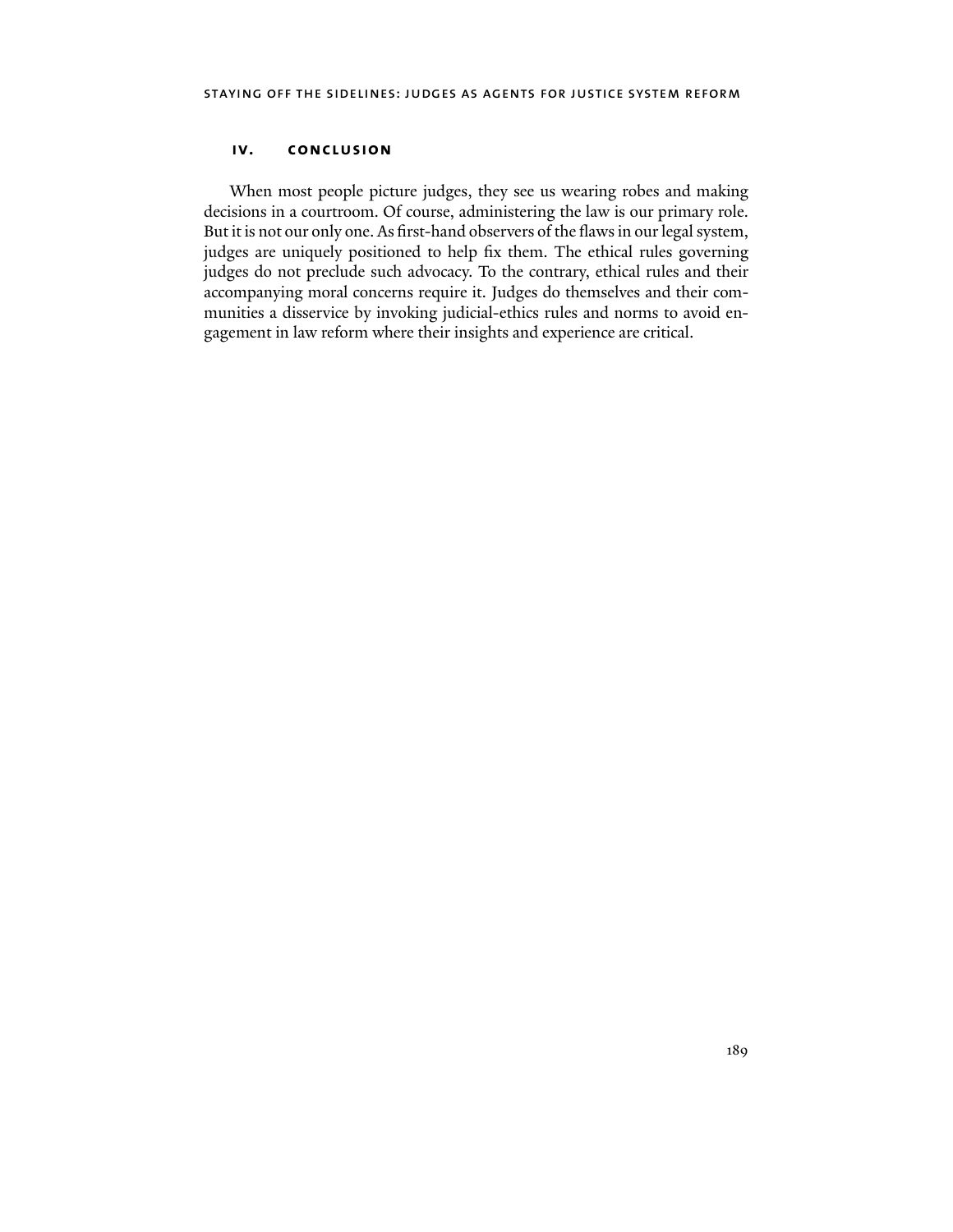## IV. CONCLUSION

When most people picture judges, they see us wearing robes and making decisions in a courtroom. Of course, administering the law is our primary role. But it is not our only one. As first-hand observers of the flaws in our legal system, judges are uniquely positioned to help fix them. The ethical rules governing judges do not preclude such advocacy. To the contrary, ethical rules and their accompanying moral concerns require it. Judges do themselves and their communities a disservice by invoking judicial-ethics rules and norms to avoid engagement in law reform where their insights and experience are critical.